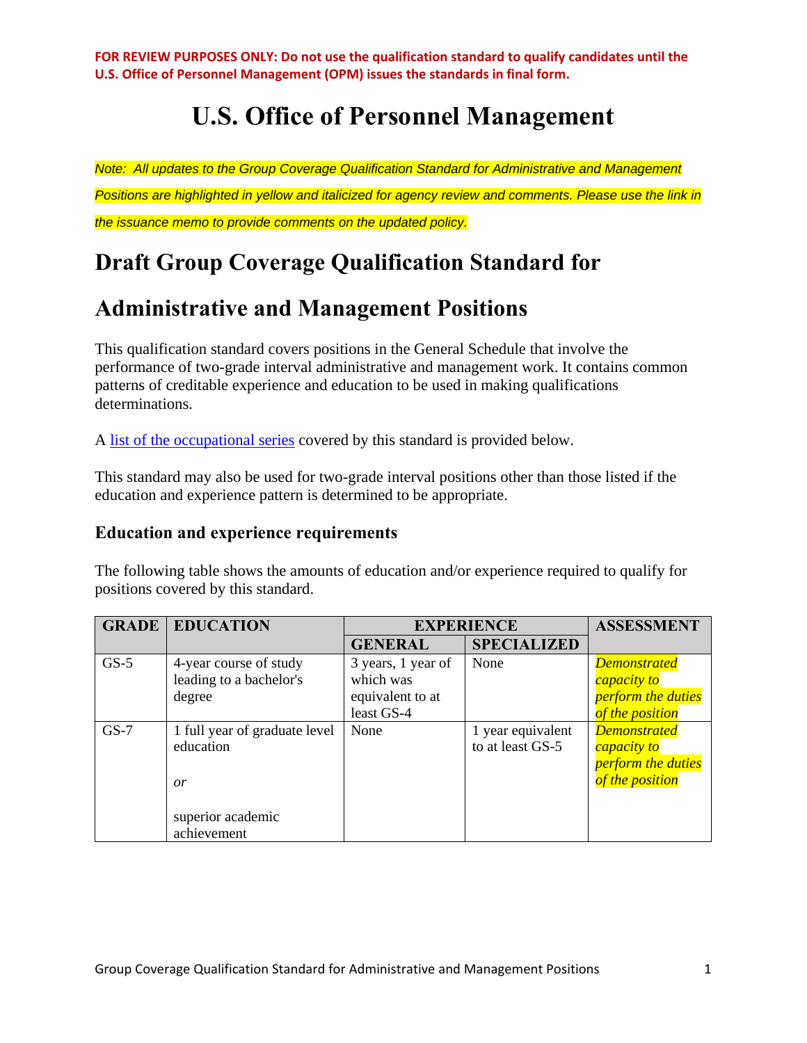**FOR REVIEW PURPOSES ONLY: Do not use the qualification standard to qualify candidates until the U.S. Office of Personnel Management (OPM) issues the standards in final form.**

# U.S. Office of Personnel Management

*Note: All updates to the Group Coverage Qualification Standard for Administrative and Management Positions are highlighted in yellow and italicized for agency review and comments. Please use the link in the issuance memo to provide comments on the updated policy.*

## Draft Group Coverage Qualification Standard for Administrative and Management Positions

This qualification standard covers positions in the General Schedule that involve the performance of two-grade interval administrative and management work. It contains common patterns of creditable experience and education to be used in making qualifications determinations.

A [list of the occupational series](#) covered by this standard is provided below.

This standard may also be used for two-grade interval positions other than those listed if the education and experience pattern is determined to be appropriate.

### Education and experience requirements

The following table shows the amounts of education and/or experience required to qualify for positions covered by this standard.

| GRADE | EDUCATION | EXPERIENCE | | ASSESSMENT |
|---|---|---|---|---|
| | | GENERAL | SPECIALIZED | |
| GS-5 | 4-year course of study leading to a bachelor's degree | 3 years, 1 year of which was equivalent to at least GS-4 | None | *Demonstrated capacity to perform the duties of the position* |
| GS-7 | 1 full year of graduate level education *or* superior academic achievement | None | 1 year equivalent to at least GS-5 | *Demonstrated capacity to perform the duties of the position* |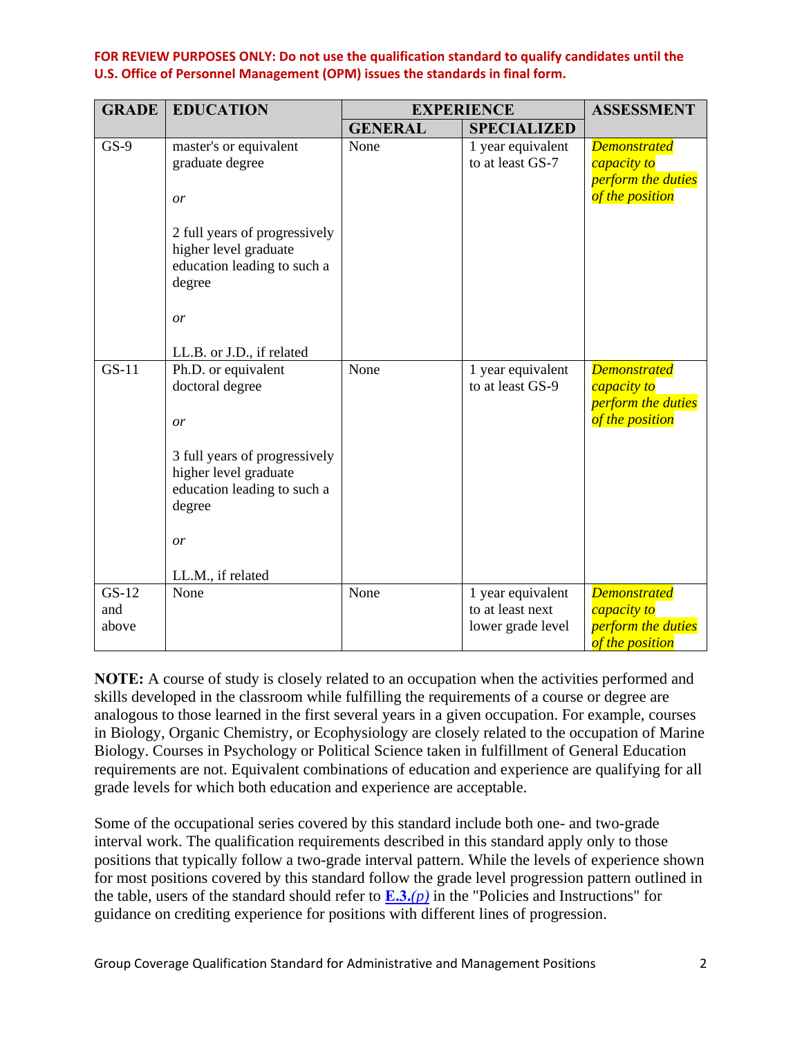**FOR REVIEW PURPOSES ONLY: Do not use the qualification standard to qualify candidates until the U.S. Office of Personnel Management (OPM) issues the standards in final form.**

| GRADE | EDUCATION | EXPERIENCE | | ASSESSMENT |
|---|---|---|---|---|
| | | GENERAL | SPECIALIZED | |
| GS-9 | master's or equivalent graduate degree<br><br>*or*<br><br>2 full years of progressively higher level graduate education leading to such a degree<br><br>*or*<br><br>LL.B. or J.D., if related | None | 1 year equivalent to at least GS-7 | *Demonstrated capacity to perform the duties of the position* |
| GS-11 | Ph.D. or equivalent doctoral degree<br><br>*or*<br><br>3 full years of progressively higher level graduate education leading to such a degree<br><br>*or*<br><br>LL.M., if related | None | 1 year equivalent to at least GS-9 | *Demonstrated capacity to perform the duties of the position* |
| GS-12 and above | None | None | 1 year equivalent to at least next lower grade level | *Demonstrated capacity to perform the duties of the position* |

**NOTE:** A course of study is closely related to an occupation when the activities performed and skills developed in the classroom while fulfilling the requirements of a course or degree are analogous to those learned in the first several years in a given occupation. For example, courses in Biology, Organic Chemistry, or Ecophysiology are closely related to the occupation of Marine Biology. Courses in Psychology or Political Science taken in fulfillment of General Education requirements are not. Equivalent combinations of education and experience are qualifying for all grade levels for which both education and experience are acceptable.

Some of the occupational series covered by this standard include both one- and two-grade interval work. The qualification requirements described in this standard apply only to those positions that typically follow a two-grade interval pattern. While the levels of experience shown for most positions covered by this standard follow the grade level progression pattern outlined in the table, users of the standard should refer to **E.3.***(p)* in the "Policies and Instructions" for guidance on crediting experience for positions with different lines of progression.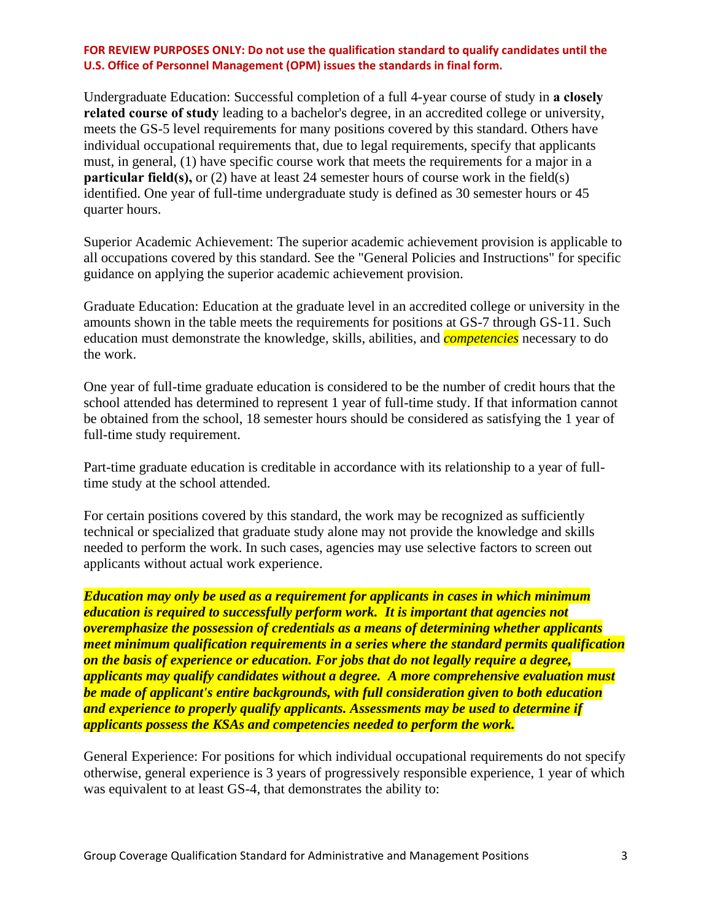**FOR REVIEW PURPOSES ONLY: Do not use the qualification standard to qualify candidates until the U.S. Office of Personnel Management (OPM) issues the standards in final form.**

Undergraduate Education: Successful completion of a full 4-year course of study in **a closely related course of study** leading to a bachelor's degree, in an accredited college or university, meets the GS-5 level requirements for many positions covered by this standard. Others have individual occupational requirements that, due to legal requirements, specify that applicants must, in general, (1) have specific course work that meets the requirements for a major in a **particular field(s),** or (2) have at least 24 semester hours of course work in the field(s) identified. One year of full-time undergraduate study is defined as 30 semester hours or 45 quarter hours.

Superior Academic Achievement: The superior academic achievement provision is applicable to all occupations covered by this standard. See the "General Policies and Instructions" for specific guidance on applying the superior academic achievement provision.

Graduate Education: Education at the graduate level in an accredited college or university in the amounts shown in the table meets the requirements for positions at GS-7 through GS-11. Such education must demonstrate the knowledge, skills, abilities, and *competencies* necessary to do the work.

One year of full-time graduate education is considered to be the number of credit hours that the school attended has determined to represent 1 year of full-time study. If that information cannot be obtained from the school, 18 semester hours should be considered as satisfying the 1 year of full-time study requirement.

Part-time graduate education is creditable in accordance with its relationship to a year of full-time study at the school attended.

For certain positions covered by this standard, the work may be recognized as sufficiently technical or specialized that graduate study alone may not provide the knowledge and skills needed to perform the work. In such cases, agencies may use selective factors to screen out applicants without actual work experience.

***Education may only be used as a requirement for applicants in cases in which minimum education is required to successfully perform work. It is important that agencies not overemphasize the possession of credentials as a means of determining whether applicants meet minimum qualification requirements in a series where the standard permits qualification on the basis of experience or education. For jobs that do not legally require a degree, applicants may qualify candidates without a degree. A more comprehensive evaluation must be made of applicant's entire backgrounds, with full consideration given to both education and experience to properly qualify applicants. Assessments may be used to determine if applicants possess the KSAs and competencies needed to perform the work.***

General Experience: For positions for which individual occupational requirements do not specify otherwise, general experience is 3 years of progressively responsible experience, 1 year of which was equivalent to at least GS-4, that demonstrates the ability to: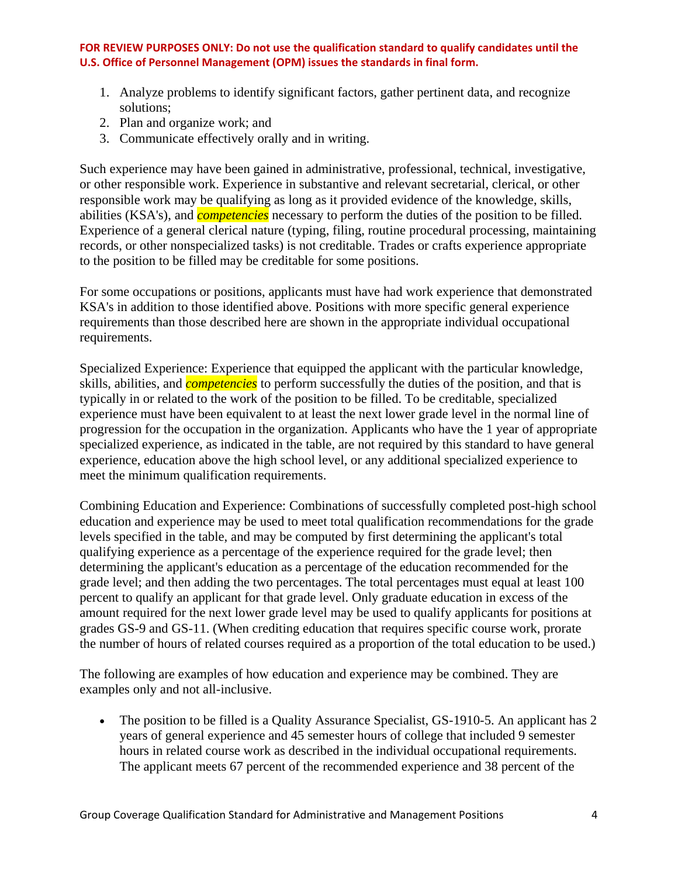**FOR REVIEW PURPOSES ONLY: Do not use the qualification standard to qualify candidates until the U.S. Office of Personnel Management (OPM) issues the standards in final form.**

1. Analyze problems to identify significant factors, gather pertinent data, and recognize solutions;
2. Plan and organize work; and
3. Communicate effectively orally and in writing.

Such experience may have been gained in administrative, professional, technical, investigative, or other responsible work. Experience in substantive and relevant secretarial, clerical, or other responsible work may be qualifying as long as it provided evidence of the knowledge, skills, abilities (KSA's), and *competencies* necessary to perform the duties of the position to be filled. Experience of a general clerical nature (typing, filing, routine procedural processing, maintaining records, or other nonspecialized tasks) is not creditable. Trades or crafts experience appropriate to the position to be filled may be creditable for some positions.

For some occupations or positions, applicants must have had work experience that demonstrated KSA's in addition to those identified above. Positions with more specific general experience requirements than those described here are shown in the appropriate individual occupational requirements.

Specialized Experience: Experience that equipped the applicant with the particular knowledge, skills, abilities, and *competencies* to perform successfully the duties of the position, and that is typically in or related to the work of the position to be filled. To be creditable, specialized experience must have been equivalent to at least the next lower grade level in the normal line of progression for the occupation in the organization. Applicants who have the 1 year of appropriate specialized experience, as indicated in the table, are not required by this standard to have general experience, education above the high school level, or any additional specialized experience to meet the minimum qualification requirements.

Combining Education and Experience: Combinations of successfully completed post-high school education and experience may be used to meet total qualification recommendations for the grade levels specified in the table, and may be computed by first determining the applicant's total qualifying experience as a percentage of the experience required for the grade level; then determining the applicant's education as a percentage of the education recommended for the grade level; and then adding the two percentages. The total percentages must equal at least 100 percent to qualify an applicant for that grade level. Only graduate education in excess of the amount required for the next lower grade level may be used to qualify applicants for positions at grades GS-9 and GS-11. (When crediting education that requires specific course work, prorate the number of hours of related courses required as a proportion of the total education to be used.)

The following are examples of how education and experience may be combined. They are examples only and not all-inclusive.

- The position to be filled is a Quality Assurance Specialist, GS-1910-5. An applicant has 2 years of general experience and 45 semester hours of college that included 9 semester hours in related course work as described in the individual occupational requirements. The applicant meets 67 percent of the recommended experience and 38 percent of the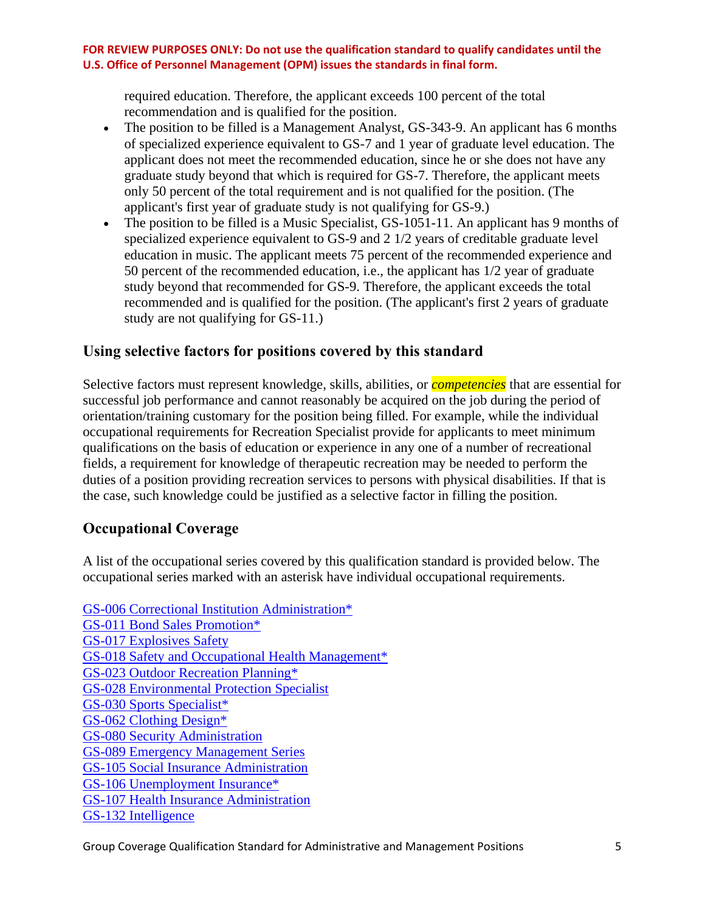required education. Therefore, the applicant exceeds 100 percent of the total recommendation and is qualified for the position.

- The position to be filled is a Management Analyst, GS-343-9. An applicant has 6 months of specialized experience equivalent to GS-7 and 1 year of graduate level education. The applicant does not meet the recommended education, since he or she does not have any graduate study beyond that which is required for GS-7. Therefore, the applicant meets only 50 percent of the total requirement and is not qualified for the position. (The applicant's first year of graduate study is not qualifying for GS-9.)
- The position to be filled is a Music Specialist, GS-1051-11. An applicant has 9 months of specialized experience equivalent to GS-9 and 2 1/2 years of creditable graduate level education in music. The applicant meets 75 percent of the recommended experience and 50 percent of the recommended education, i.e., the applicant has 1/2 year of graduate study beyond that recommended for GS-9. Therefore, the applicant exceeds the total recommended and is qualified for the position. (The applicant's first 2 years of graduate study are not qualifying for GS-11.)

## Using selective factors for positions covered by this standard

Selective factors must represent knowledge, skills, abilities, or *competencies* that are essential for successful job performance and cannot reasonably be acquired on the job during the period of orientation/training customary for the position being filled. For example, while the individual occupational requirements for Recreation Specialist provide for applicants to meet minimum qualifications on the basis of education or experience in any one of a number of recreational fields, a requirement for knowledge of therapeutic recreation may be needed to perform the duties of a position providing recreation services to persons with physical disabilities. If that is the case, such knowledge could be justified as a selective factor in filling the position.

## Occupational Coverage

A list of the occupational series covered by this qualification standard is provided below. The occupational series marked with an asterisk have individual occupational requirements.

GS-006 Correctional Institution Administration*
GS-011 Bond Sales Promotion*
GS-017 Explosives Safety
GS-018 Safety and Occupational Health Management*
GS-023 Outdoor Recreation Planning*
GS-028 Environmental Protection Specialist
GS-030 Sports Specialist*
GS-062 Clothing Design*
GS-080 Security Administration
GS-089 Emergency Management Series
GS-105 Social Insurance Administration
GS-106 Unemployment Insurance*
GS-107 Health Insurance Administration
GS-132 Intelligence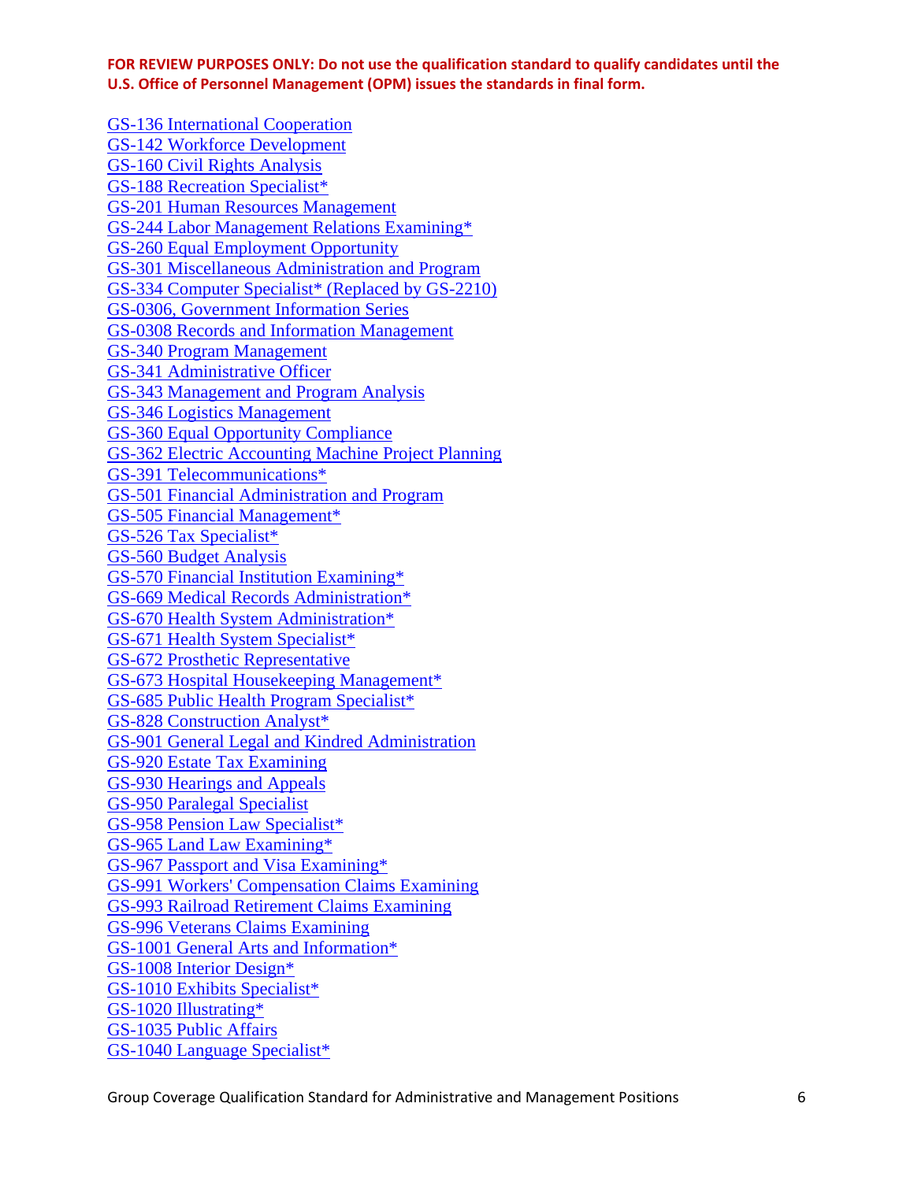**FOR REVIEW PURPOSES ONLY: Do not use the qualification standard to qualify candidates until the U.S. Office of Personnel Management (OPM) issues the standards in final form.**

GS-136 International Cooperation
GS-142 Workforce Development
GS-160 Civil Rights Analysis
GS-188 Recreation Specialist*
GS-201 Human Resources Management
GS-244 Labor Management Relations Examining*
GS-260 Equal Employment Opportunity
GS-301 Miscellaneous Administration and Program
GS-334 Computer Specialist* (Replaced by GS-2210)
GS-0306, Government Information Series
GS-0308 Records and Information Management
GS-340 Program Management
GS-341 Administrative Officer
GS-343 Management and Program Analysis
GS-346 Logistics Management
GS-360 Equal Opportunity Compliance
GS-362 Electric Accounting Machine Project Planning
GS-391 Telecommunications*
GS-501 Financial Administration and Program
GS-505 Financial Management*
GS-526 Tax Specialist*
GS-560 Budget Analysis
GS-570 Financial Institution Examining*
GS-669 Medical Records Administration*
GS-670 Health System Administration*
GS-671 Health System Specialist*
GS-672 Prosthetic Representative
GS-673 Hospital Housekeeping Management*
GS-685 Public Health Program Specialist*
GS-828 Construction Analyst*
GS-901 General Legal and Kindred Administration
GS-920 Estate Tax Examining
GS-930 Hearings and Appeals
GS-950 Paralegal Specialist
GS-958 Pension Law Specialist*
GS-965 Land Law Examining*
GS-967 Passport and Visa Examining*
GS-991 Workers' Compensation Claims Examining
GS-993 Railroad Retirement Claims Examining
GS-996 Veterans Claims Examining
GS-1001 General Arts and Information*
GS-1008 Interior Design*
GS-1010 Exhibits Specialist*
GS-1020 Illustrating*
GS-1035 Public Affairs
GS-1040 Language Specialist*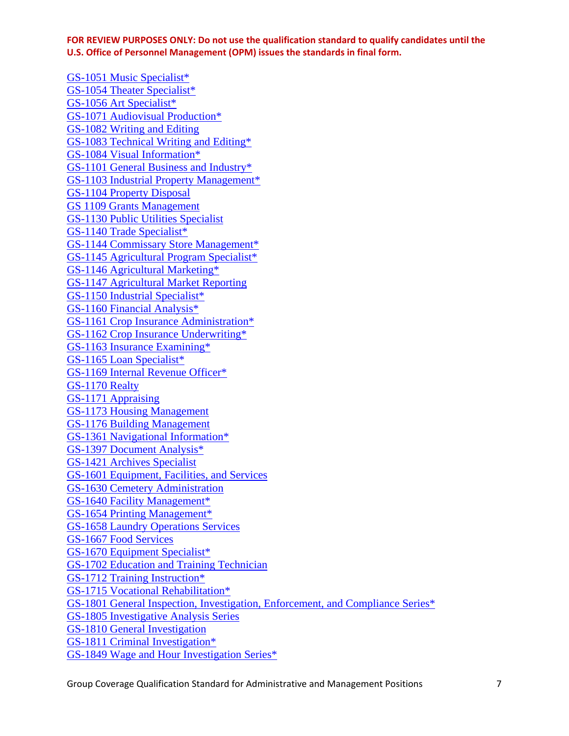**FOR REVIEW PURPOSES ONLY: Do not use the qualification standard to qualify candidates until the U.S. Office of Personnel Management (OPM) issues the standards in final form.**

GS-1051 Music Specialist*
GS-1054 Theater Specialist*
GS-1056 Art Specialist*
GS-1071 Audiovisual Production*
GS-1082 Writing and Editing
GS-1083 Technical Writing and Editing*
GS-1084 Visual Information*
GS-1101 General Business and Industry*
GS-1103 Industrial Property Management*
GS-1104 Property Disposal
GS 1109 Grants Management
GS-1130 Public Utilities Specialist
GS-1140 Trade Specialist*
GS-1144 Commissary Store Management*
GS-1145 Agricultural Program Specialist*
GS-1146 Agricultural Marketing*
GS-1147 Agricultural Market Reporting
GS-1150 Industrial Specialist*
GS-1160 Financial Analysis*
GS-1161 Crop Insurance Administration*
GS-1162 Crop Insurance Underwriting*
GS-1163 Insurance Examining*
GS-1165 Loan Specialist*
GS-1169 Internal Revenue Officer*
GS-1170 Realty
GS-1171 Appraising
GS-1173 Housing Management
GS-1176 Building Management
GS-1361 Navigational Information*
GS-1397 Document Analysis*
GS-1421 Archives Specialist
GS-1601 Equipment, Facilities, and Services
GS-1630 Cemetery Administration
GS-1640 Facility Management*
GS-1654 Printing Management*
GS-1658 Laundry Operations Services
GS-1667 Food Services
GS-1670 Equipment Specialist*
GS-1702 Education and Training Technician
GS-1712 Training Instruction*
GS-1715 Vocational Rehabilitation*
GS-1801 General Inspection, Investigation, Enforcement, and Compliance Series*
GS-1805 Investigative Analysis Series
GS-1810 General Investigation
GS-1811 Criminal Investigation*
GS-1849 Wage and Hour Investigation Series*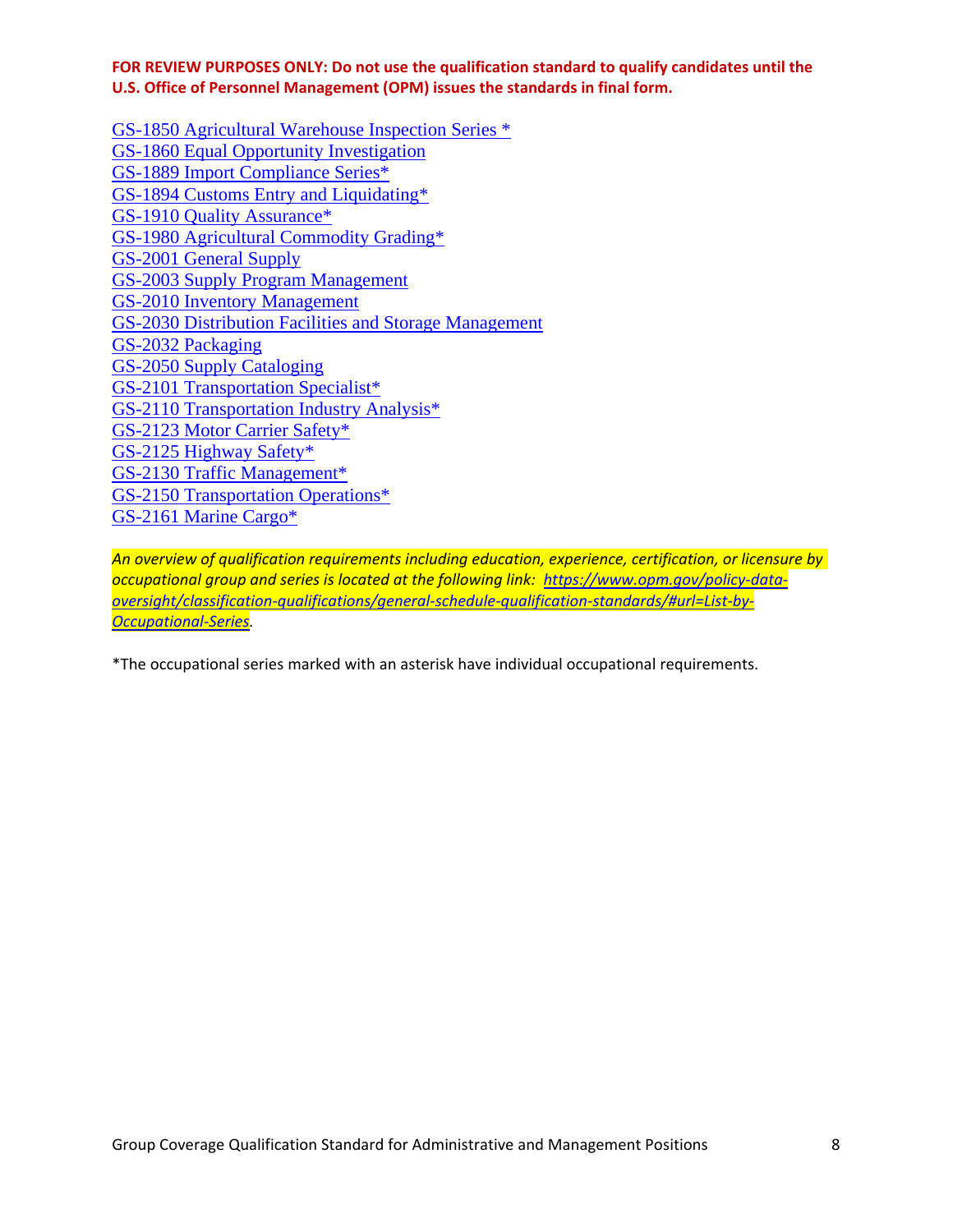**FOR REVIEW PURPOSES ONLY: Do not use the qualification standard to qualify candidates until the U.S. Office of Personnel Management (OPM) issues the standards in final form.**

GS-1850 Agricultural Warehouse Inspection Series *
GS-1860 Equal Opportunity Investigation
GS-1889 Import Compliance Series*
GS-1894 Customs Entry and Liquidating*
GS-1910 Quality Assurance*
GS-1980 Agricultural Commodity Grading*
GS-2001 General Supply
GS-2003 Supply Program Management
GS-2010 Inventory Management
GS-2030 Distribution Facilities and Storage Management
GS-2032 Packaging
GS-2050 Supply Cataloging
GS-2101 Transportation Specialist*
GS-2110 Transportation Industry Analysis*
GS-2123 Motor Carrier Safety*
GS-2125 Highway Safety*
GS-2130 Traffic Management*
GS-2150 Transportation Operations*
GS-2161 Marine Cargo*

*An overview of qualification requirements including education, experience, certification, or licensure by occupational group and series is located at the following link: https://www.opm.gov/policy-data-oversight/classification-qualifications/general-schedule-qualification-standards/#url=List-by-Occupational-Series.*

*The occupational series marked with an asterisk have individual occupational requirements.